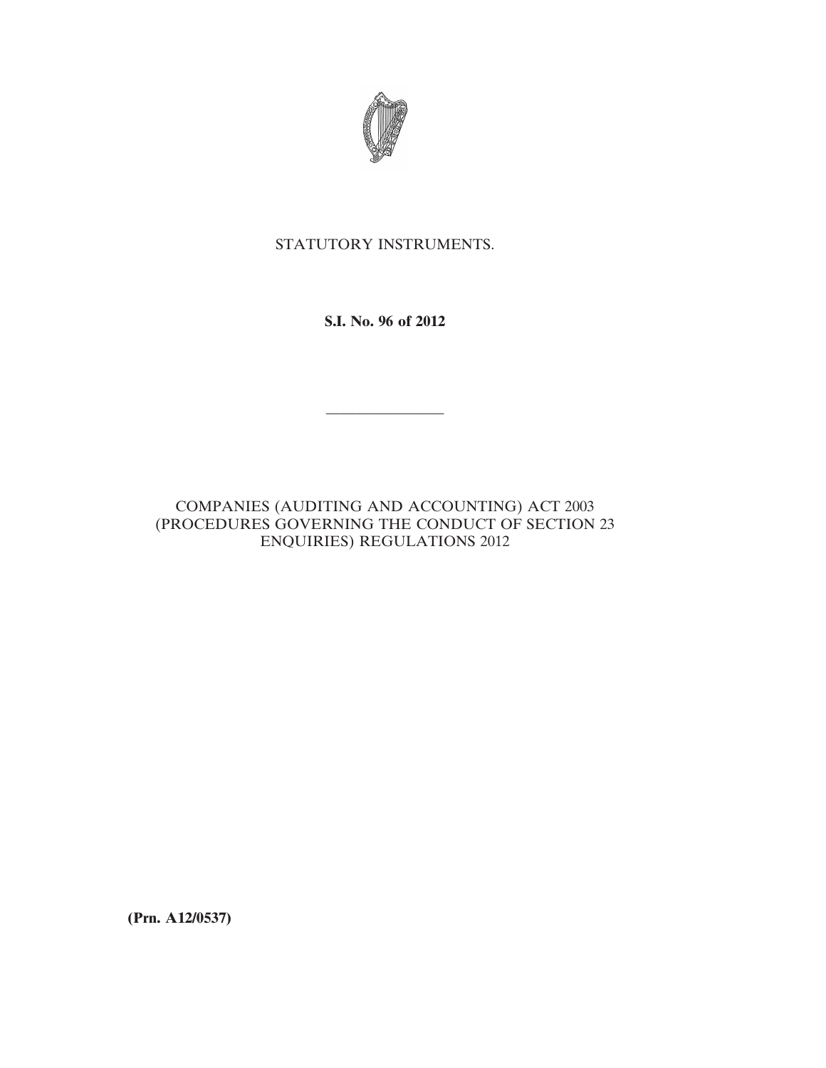STATUTORY INSTRUMENTS.

**S.I. No. 96 of 2012**

---

COMPANIES (AUDITING AND ACCOUNTING) ACT 2003 (PROCEDURES GOVERNING THE CONDUCT OF SECTION 23 ENQUIRIES) REGULATIONS 2012

**(Prn. A12/0537)**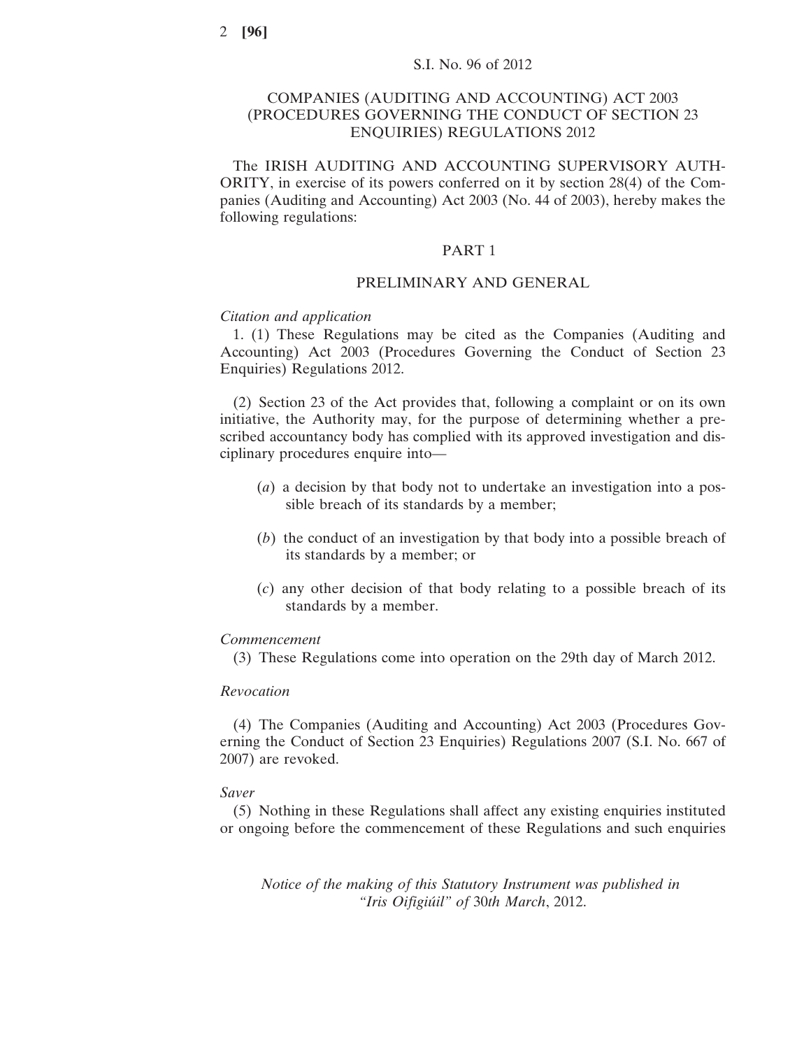S.I. No. 96 of 2012

# COMPANIES (AUDITING AND ACCOUNTING) ACT 2003 (PROCEDURES GOVERNING THE CONDUCT OF SECTION 23 ENQUIRIES) REGULATIONS 2012

The IRISH AUDITING AND ACCOUNTING SUPERVISORY AUTHORITY, in exercise of its powers conferred on it by section 28(4) of the Companies (Auditing and Accounting) Act 2003 (No. 44 of 2003), hereby makes the following regulations:

## PART 1

## PRELIMINARY AND GENERAL

*Citation and application*

1. (1) These Regulations may be cited as the Companies (Auditing and Accounting) Act 2003 (Procedures Governing the Conduct of Section 23 Enquiries) Regulations 2012.

(2) Section 23 of the Act provides that, following a complaint or on its own initiative, the Authority may, for the purpose of determining whether a prescribed accountancy body has complied with its approved investigation and disciplinary procedures enquire into—

(*a*) a decision by that body not to undertake an investigation into a possible breach of its standards by a member;

(*b*) the conduct of an investigation by that body into a possible breach of its standards by a member; or

(*c*) any other decision of that body relating to a possible breach of its standards by a member.

*Commencement*

(3) These Regulations come into operation on the 29th day of March 2012.

*Revocation*

(4) The Companies (Auditing and Accounting) Act 2003 (Procedures Governing the Conduct of Section 23 Enquiries) Regulations 2007 (S.I. No. 667 of 2007) are revoked.

*Saver*

(5) Nothing in these Regulations shall affect any existing enquiries instituted or ongoing before the commencement of these Regulations and such enquiries

*Notice of the making of this Statutory Instrument was published in "Iris Oifigiúil" of 30th March, 2012.*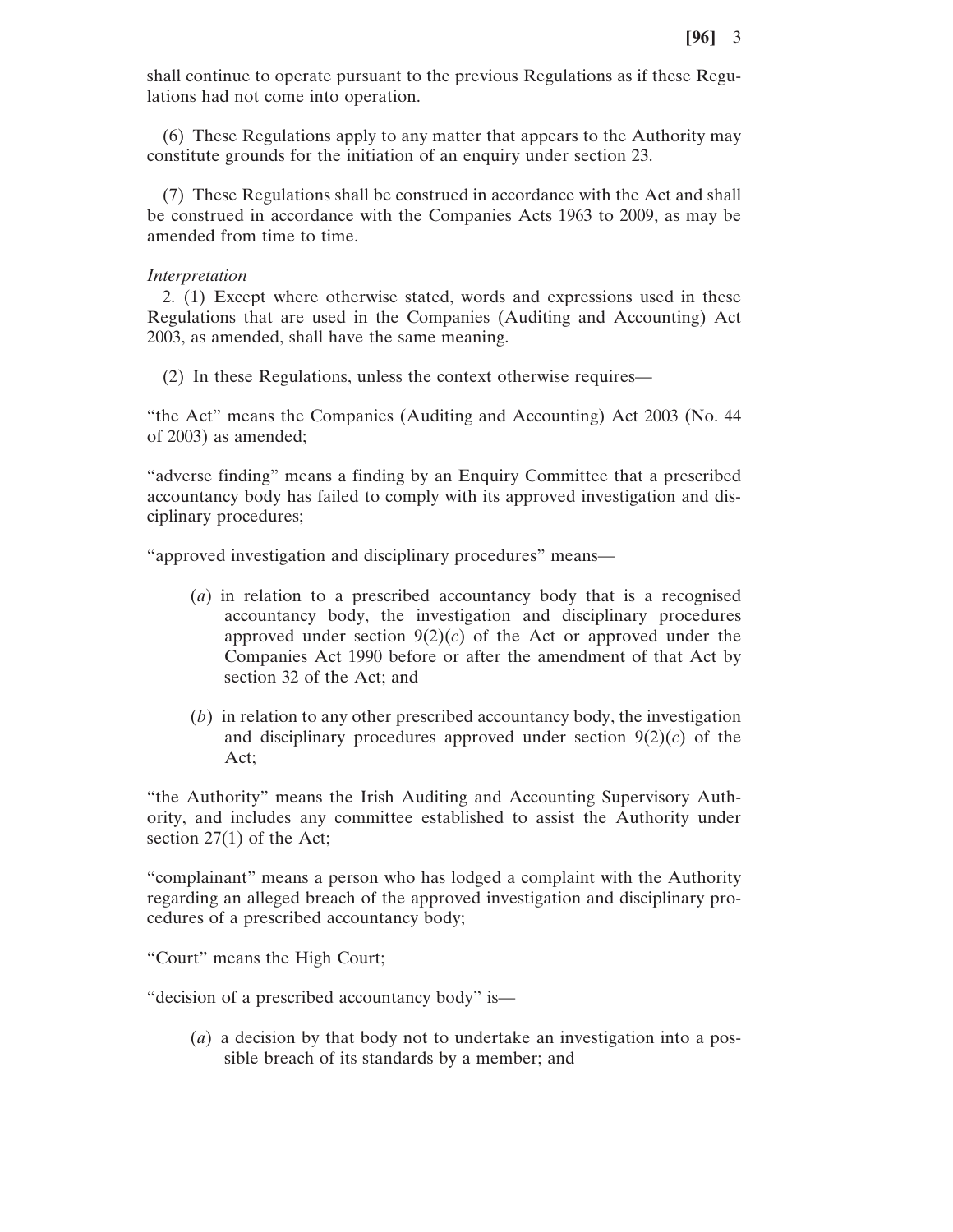shall continue to operate pursuant to the previous Regulations as if these Regulations had not come into operation.

(6) These Regulations apply to any matter that appears to the Authority may constitute grounds for the initiation of an enquiry under section 23.

(7) These Regulations shall be construed in accordance with the Act and shall be construed in accordance with the Companies Acts 1963 to 2009, as may be amended from time to time.

*Interpretation*

2. (1) Except where otherwise stated, words and expressions used in these Regulations that are used in the Companies (Auditing and Accounting) Act 2003, as amended, shall have the same meaning.

(2) In these Regulations, unless the context otherwise requires—

"the Act" means the Companies (Auditing and Accounting) Act 2003 (No. 44 of 2003) as amended;

"adverse finding" means a finding by an Enquiry Committee that a prescribed accountancy body has failed to comply with its approved investigation and disciplinary procedures;

"approved investigation and disciplinary procedures" means—

(*a*) in relation to a prescribed accountancy body that is a recognised accountancy body, the investigation and disciplinary procedures approved under section 9(2)(*c*) of the Act or approved under the Companies Act 1990 before or after the amendment of that Act by section 32 of the Act; and

(*b*) in relation to any other prescribed accountancy body, the investigation and disciplinary procedures approved under section 9(2)(*c*) of the Act;

"the Authority" means the Irish Auditing and Accounting Supervisory Authority, and includes any committee established to assist the Authority under section 27(1) of the Act;

"complainant" means a person who has lodged a complaint with the Authority regarding an alleged breach of the approved investigation and disciplinary procedures of a prescribed accountancy body;

"Court" means the High Court;

"decision of a prescribed accountancy body" is—

(*a*) a decision by that body not to undertake an investigation into a possible breach of its standards by a member; and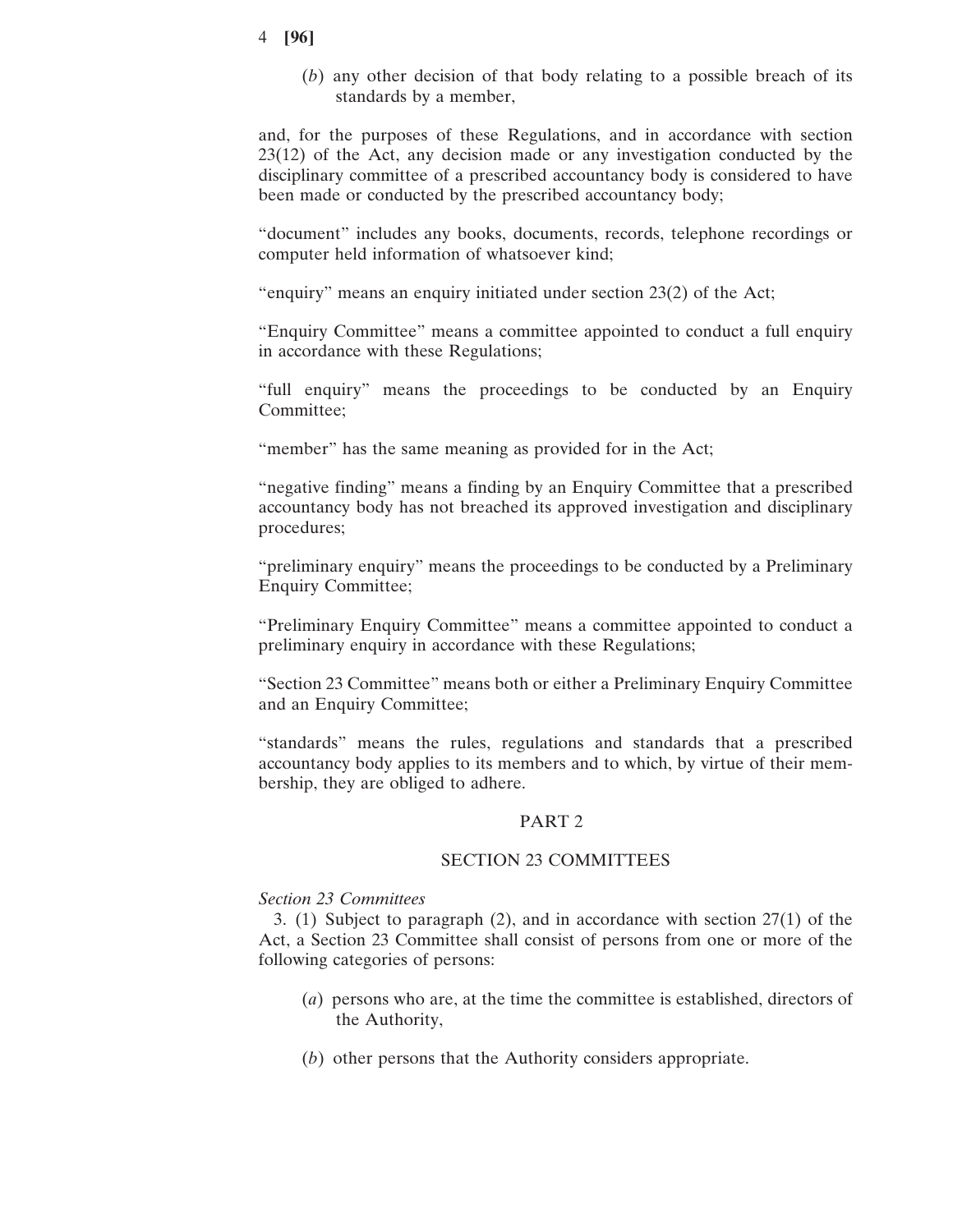(*b*) any other decision of that body relating to a possible breach of its standards by a member,

and, for the purposes of these Regulations, and in accordance with section 23(12) of the Act, any decision made or any investigation conducted by the disciplinary committee of a prescribed accountancy body is considered to have been made or conducted by the prescribed accountancy body;

"document" includes any books, documents, records, telephone recordings or computer held information of whatsoever kind;

"enquiry" means an enquiry initiated under section 23(2) of the Act;

"Enquiry Committee" means a committee appointed to conduct a full enquiry in accordance with these Regulations;

"full enquiry" means the proceedings to be conducted by an Enquiry Committee;

"member" has the same meaning as provided for in the Act;

"negative finding" means a finding by an Enquiry Committee that a prescribed accountancy body has not breached its approved investigation and disciplinary procedures;

"preliminary enquiry" means the proceedings to be conducted by a Preliminary Enquiry Committee;

"Preliminary Enquiry Committee" means a committee appointed to conduct a preliminary enquiry in accordance with these Regulations;

"Section 23 Committee" means both or either a Preliminary Enquiry Committee and an Enquiry Committee;

"standards" means the rules, regulations and standards that a prescribed accountancy body applies to its members and to which, by virtue of their membership, they are obliged to adhere.

## PART 2

## SECTION 23 COMMITTEES

*Section 23 Committees*

3. (1) Subject to paragraph (2), and in accordance with section 27(1) of the Act, a Section 23 Committee shall consist of persons from one or more of the following categories of persons:

(*a*) persons who are, at the time the committee is established, directors of the Authority,

(*b*) other persons that the Authority considers appropriate.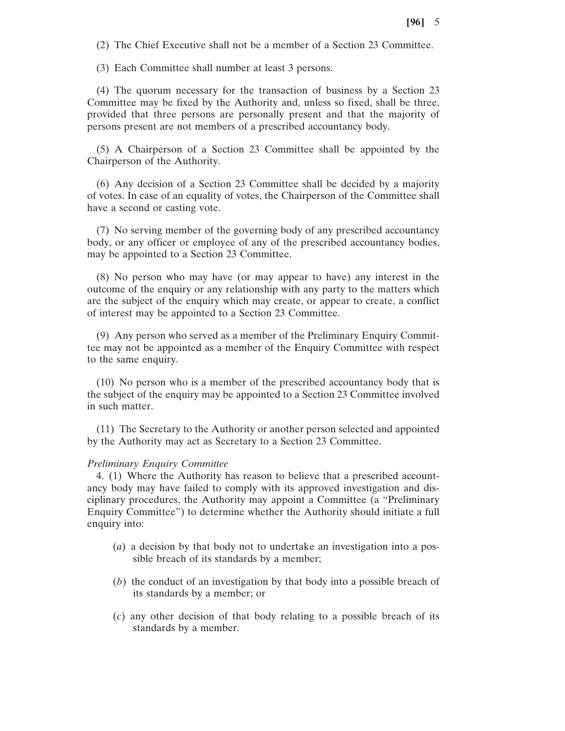(2) The Chief Executive shall not be a member of a Section 23 Committee.

(3) Each Committee shall number at least 3 persons.

(4) The quorum necessary for the transaction of business by a Section 23 Committee may be fixed by the Authority and, unless so fixed, shall be three, provided that three persons are personally present and that the majority of persons present are not members of a prescribed accountancy body.

(5) A Chairperson of a Section 23 Committee shall be appointed by the Chairperson of the Authority.

(6) Any decision of a Section 23 Committee shall be decided by a majority of votes. In case of an equality of votes, the Chairperson of the Committee shall have a second or casting vote.

(7) No serving member of the governing body of any prescribed accountancy body, or any officer or employee of any of the prescribed accountancy bodies, may be appointed to a Section 23 Committee.

(8) No person who may have (or may appear to have) any interest in the outcome of the enquiry or any relationship with any party to the matters which are the subject of the enquiry which may create, or appear to create, a conflict of interest may be appointed to a Section 23 Committee.

(9) Any person who served as a member of the Preliminary Enquiry Committee may not be appointed as a member of the Enquiry Committee with respect to the same enquiry.

(10) No person who is a member of the prescribed accountancy body that is the subject of the enquiry may be appointed to a Section 23 Committee involved in such matter.

(11) The Secretary to the Authority or another person selected and appointed by the Authority may act as Secretary to a Section 23 Committee.

*Preliminary Enquiry Committee*

4. (1) Where the Authority has reason to believe that a prescribed accountancy body may have failed to comply with its approved investigation and disciplinary procedures, the Authority may appoint a Committee (a "Preliminary Enquiry Committee") to determine whether the Authority should initiate a full enquiry into:

(*a*) a decision by that body not to undertake an investigation into a possible breach of its standards by a member;

(*b*) the conduct of an investigation by that body into a possible breach of its standards by a member; or

(*c*) any other decision of that body relating to a possible breach of its standards by a member.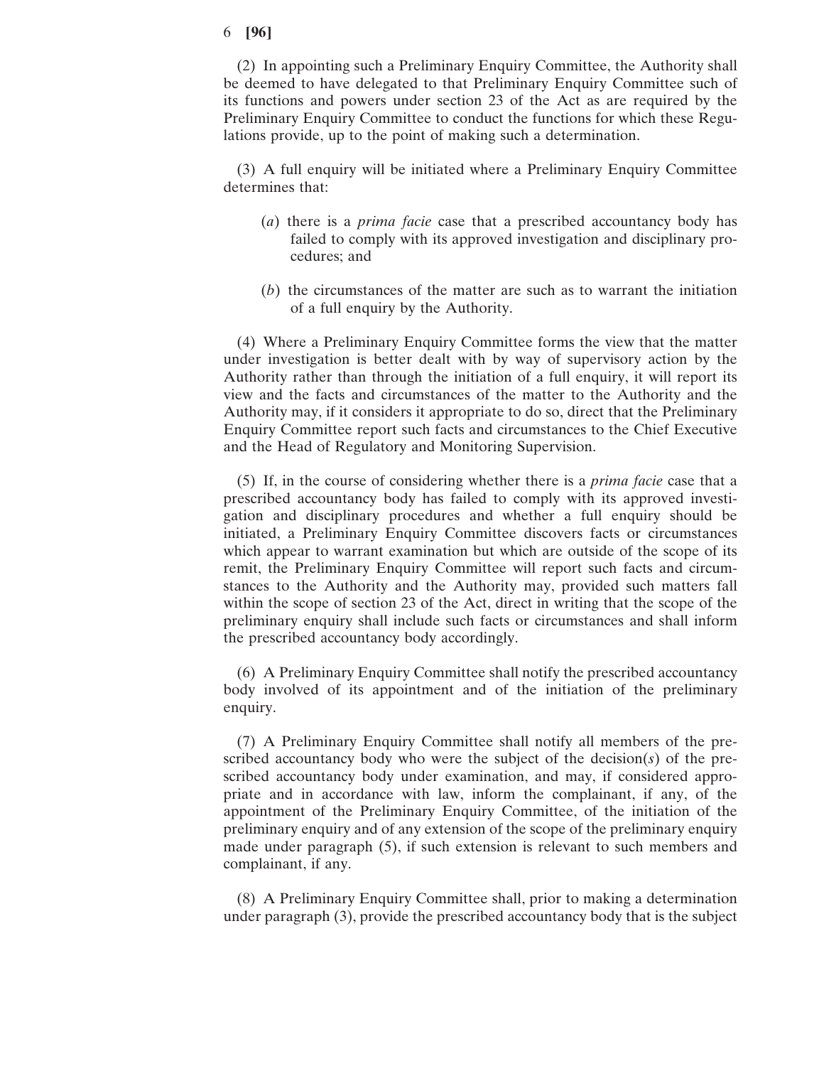(2) In appointing such a Preliminary Enquiry Committee, the Authority shall be deemed to have delegated to that Preliminary Enquiry Committee such of its functions and powers under section 23 of the Act as are required by the Preliminary Enquiry Committee to conduct the functions for which these Regulations provide, up to the point of making such a determination.

(3) A full enquiry will be initiated where a Preliminary Enquiry Committee determines that:

(*a*) there is a *prima facie* case that a prescribed accountancy body has failed to comply with its approved investigation and disciplinary procedures; and

(*b*) the circumstances of the matter are such as to warrant the initiation of a full enquiry by the Authority.

(4) Where a Preliminary Enquiry Committee forms the view that the matter under investigation is better dealt with by way of supervisory action by the Authority rather than through the initiation of a full enquiry, it will report its view and the facts and circumstances of the matter to the Authority and the Authority may, if it considers it appropriate to do so, direct that the Preliminary Enquiry Committee report such facts and circumstances to the Chief Executive and the Head of Regulatory and Monitoring Supervision.

(5) If, in the course of considering whether there is a *prima facie* case that a prescribed accountancy body has failed to comply with its approved investigation and disciplinary procedures and whether a full enquiry should be initiated, a Preliminary Enquiry Committee discovers facts or circumstances which appear to warrant examination but which are outside of the scope of its remit, the Preliminary Enquiry Committee will report such facts and circumstances to the Authority and the Authority may, provided such matters fall within the scope of section 23 of the Act, direct in writing that the scope of the preliminary enquiry shall include such facts or circumstances and shall inform the prescribed accountancy body accordingly.

(6) A Preliminary Enquiry Committee shall notify the prescribed accountancy body involved of its appointment and of the initiation of the preliminary enquiry.

(7) A Preliminary Enquiry Committee shall notify all members of the prescribed accountancy body who were the subject of the decision(*s*) of the prescribed accountancy body under examination, and may, if considered appropriate and in accordance with law, inform the complainant, if any, of the appointment of the Preliminary Enquiry Committee, of the initiation of the preliminary enquiry and of any extension of the scope of the preliminary enquiry made under paragraph (5), if such extension is relevant to such members and complainant, if any.

(8) A Preliminary Enquiry Committee shall, prior to making a determination under paragraph (3), provide the prescribed accountancy body that is the subject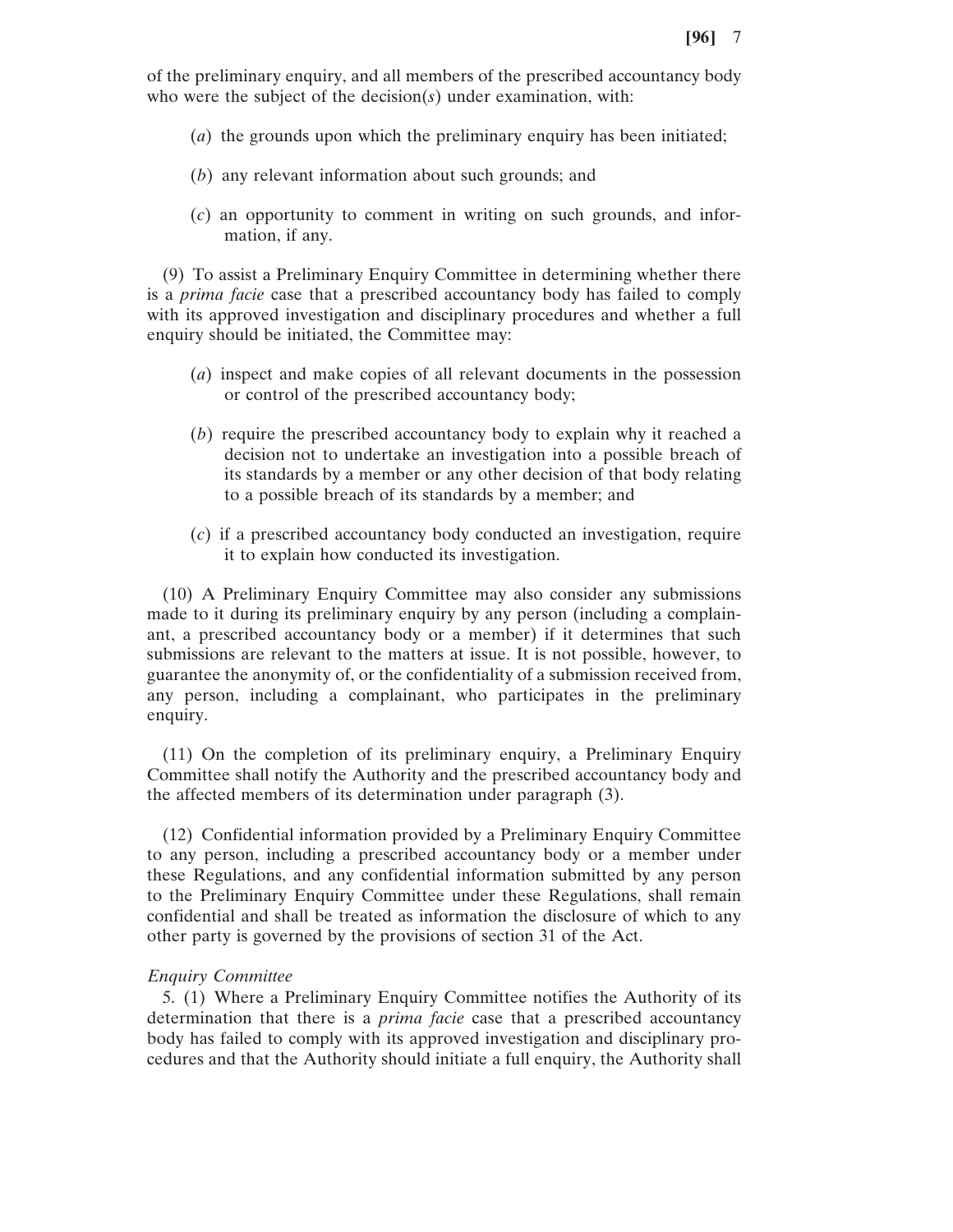of the preliminary enquiry, and all members of the prescribed accountancy body who were the subject of the decision(*s*) under examination, with:

(*a*) the grounds upon which the preliminary enquiry has been initiated;

(*b*) any relevant information about such grounds; and

(*c*) an opportunity to comment in writing on such grounds, and information, if any.

(9) To assist a Preliminary Enquiry Committee in determining whether there is a *prima facie* case that a prescribed accountancy body has failed to comply with its approved investigation and disciplinary procedures and whether a full enquiry should be initiated, the Committee may:

(*a*) inspect and make copies of all relevant documents in the possession or control of the prescribed accountancy body;

(*b*) require the prescribed accountancy body to explain why it reached a decision not to undertake an investigation into a possible breach of its standards by a member or any other decision of that body relating to a possible breach of its standards by a member; and

(*c*) if a prescribed accountancy body conducted an investigation, require it to explain how conducted its investigation.

(10) A Preliminary Enquiry Committee may also consider any submissions made to it during its preliminary enquiry by any person (including a complainant, a prescribed accountancy body or a member) if it determines that such submissions are relevant to the matters at issue. It is not possible, however, to guarantee the anonymity of, or the confidentiality of a submission received from, any person, including a complainant, who participates in the preliminary enquiry.

(11) On the completion of its preliminary enquiry, a Preliminary Enquiry Committee shall notify the Authority and the prescribed accountancy body and the affected members of its determination under paragraph (3).

(12) Confidential information provided by a Preliminary Enquiry Committee to any person, including a prescribed accountancy body or a member under these Regulations, and any confidential information submitted by any person to the Preliminary Enquiry Committee under these Regulations, shall remain confidential and shall be treated as information the disclosure of which to any other party is governed by the provisions of section 31 of the Act.

*Enquiry Committee*

5. (1) Where a Preliminary Enquiry Committee notifies the Authority of its determination that there is a *prima facie* case that a prescribed accountancy body has failed to comply with its approved investigation and disciplinary procedures and that the Authority should initiate a full enquiry, the Authority shall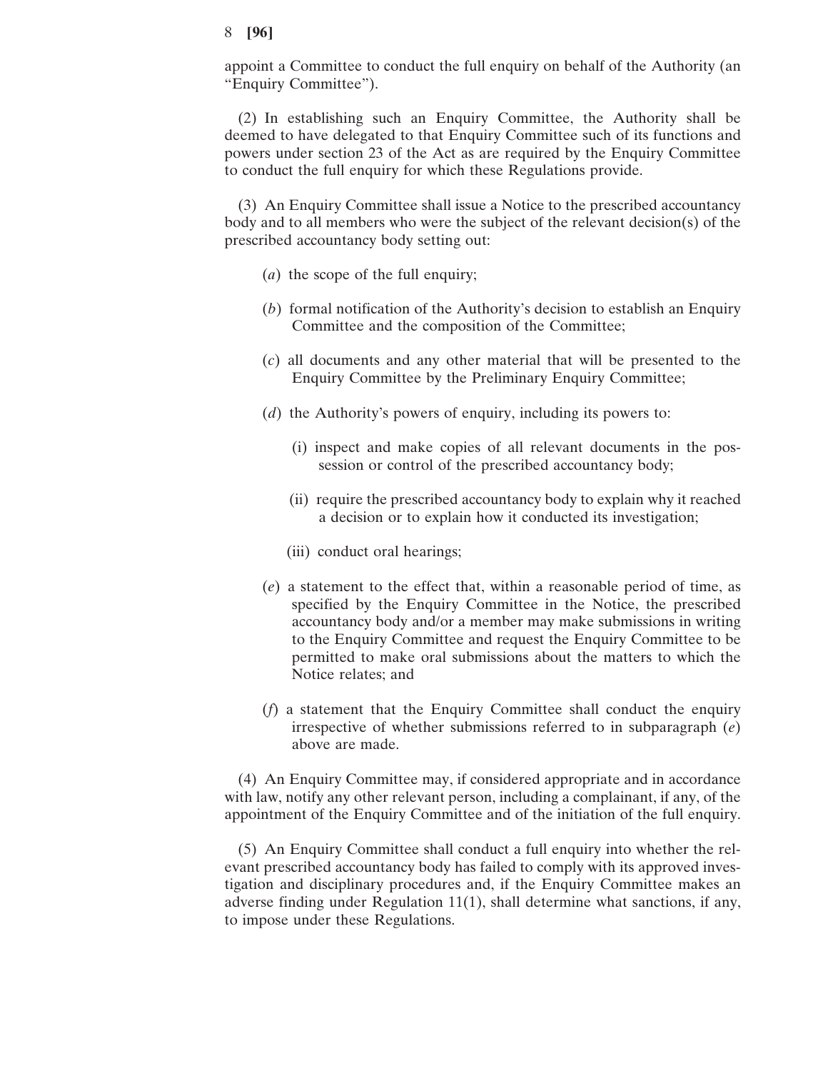appoint a Committee to conduct the full enquiry on behalf of the Authority (an "Enquiry Committee").

(2) In establishing such an Enquiry Committee, the Authority shall be deemed to have delegated to that Enquiry Committee such of its functions and powers under section 23 of the Act as are required by the Enquiry Committee to conduct the full enquiry for which these Regulations provide.

(3) An Enquiry Committee shall issue a Notice to the prescribed accountancy body and to all members who were the subject of the relevant decision(s) of the prescribed accountancy body setting out:

(*a*) the scope of the full enquiry;

(*b*) formal notification of the Authority's decision to establish an Enquiry Committee and the composition of the Committee;

(*c*) all documents and any other material that will be presented to the Enquiry Committee by the Preliminary Enquiry Committee;

(*d*) the Authority's powers of enquiry, including its powers to:

(i) inspect and make copies of all relevant documents in the possession or control of the prescribed accountancy body;

(ii) require the prescribed accountancy body to explain why it reached a decision or to explain how it conducted its investigation;

(iii) conduct oral hearings;

(*e*) a statement to the effect that, within a reasonable period of time, as specified by the Enquiry Committee in the Notice, the prescribed accountancy body and/or a member may make submissions in writing to the Enquiry Committee and request the Enquiry Committee to be permitted to make oral submissions about the matters to which the Notice relates; and

(*f*) a statement that the Enquiry Committee shall conduct the enquiry irrespective of whether submissions referred to in subparagraph (*e*) above are made.

(4) An Enquiry Committee may, if considered appropriate and in accordance with law, notify any other relevant person, including a complainant, if any, of the appointment of the Enquiry Committee and of the initiation of the full enquiry.

(5) An Enquiry Committee shall conduct a full enquiry into whether the relevant prescribed accountancy body has failed to comply with its approved investigation and disciplinary procedures and, if the Enquiry Committee makes an adverse finding under Regulation 11(1), shall determine what sanctions, if any, to impose under these Regulations.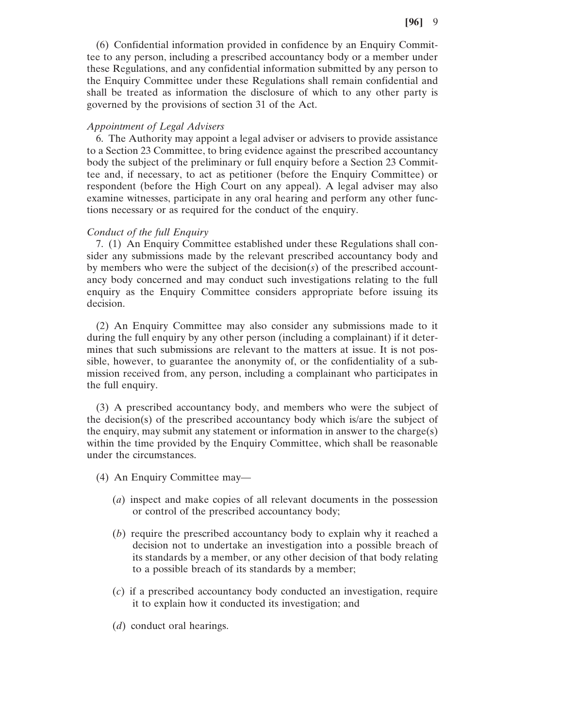(6) Confidential information provided in confidence by an Enquiry Committee to any person, including a prescribed accountancy body or a member under these Regulations, and any confidential information submitted by any person to the Enquiry Committee under these Regulations shall remain confidential and shall be treated as information the disclosure of which to any other party is governed by the provisions of section 31 of the Act.

*Appointment of Legal Advisers*

6. The Authority may appoint a legal adviser or advisers to provide assistance to a Section 23 Committee, to bring evidence against the prescribed accountancy body the subject of the preliminary or full enquiry before a Section 23 Committee and, if necessary, to act as petitioner (before the Enquiry Committee) or respondent (before the High Court on any appeal). A legal adviser may also examine witnesses, participate in any oral hearing and perform any other functions necessary or as required for the conduct of the enquiry.

*Conduct of the full Enquiry*

7. (1) An Enquiry Committee established under these Regulations shall consider any submissions made by the relevant prescribed accountancy body and by members who were the subject of the decision(*s*) of the prescribed accountancy body concerned and may conduct such investigations relating to the full enquiry as the Enquiry Committee considers appropriate before issuing its decision.

(2) An Enquiry Committee may also consider any submissions made to it during the full enquiry by any other person (including a complainant) if it determines that such submissions are relevant to the matters at issue. It is not possible, however, to guarantee the anonymity of, or the confidentiality of a submission received from, any person, including a complainant who participates in the full enquiry.

(3) A prescribed accountancy body, and members who were the subject of the decision(s) of the prescribed accountancy body which is/are the subject of the enquiry, may submit any statement or information in answer to the charge(s) within the time provided by the Enquiry Committee, which shall be reasonable under the circumstances.

(4) An Enquiry Committee may—

(*a*) inspect and make copies of all relevant documents in the possession or control of the prescribed accountancy body;

(*b*) require the prescribed accountancy body to explain why it reached a decision not to undertake an investigation into a possible breach of its standards by a member, or any other decision of that body relating to a possible breach of its standards by a member;

(*c*) if a prescribed accountancy body conducted an investigation, require it to explain how it conducted its investigation; and

(*d*) conduct oral hearings.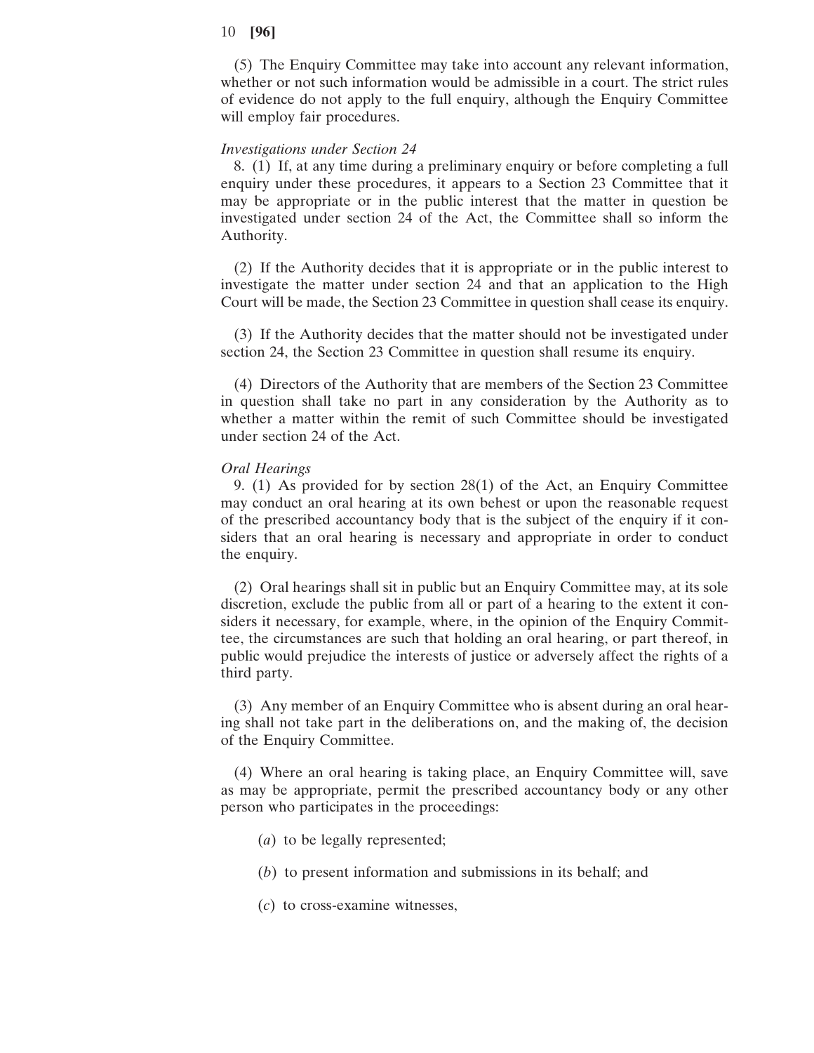(5) The Enquiry Committee may take into account any relevant information, whether or not such information would be admissible in a court. The strict rules of evidence do not apply to the full enquiry, although the Enquiry Committee will employ fair procedures.

*Investigations under Section 24*

8. (1) If, at any time during a preliminary enquiry or before completing a full enquiry under these procedures, it appears to a Section 23 Committee that it may be appropriate or in the public interest that the matter in question be investigated under section 24 of the Act, the Committee shall so inform the Authority.

(2) If the Authority decides that it is appropriate or in the public interest to investigate the matter under section 24 and that an application to the High Court will be made, the Section 23 Committee in question shall cease its enquiry.

(3) If the Authority decides that the matter should not be investigated under section 24, the Section 23 Committee in question shall resume its enquiry.

(4) Directors of the Authority that are members of the Section 23 Committee in question shall take no part in any consideration by the Authority as to whether a matter within the remit of such Committee should be investigated under section 24 of the Act.

*Oral Hearings*

9. (1) As provided for by section 28(1) of the Act, an Enquiry Committee may conduct an oral hearing at its own behest or upon the reasonable request of the prescribed accountancy body that is the subject of the enquiry if it considers that an oral hearing is necessary and appropriate in order to conduct the enquiry.

(2) Oral hearings shall sit in public but an Enquiry Committee may, at its sole discretion, exclude the public from all or part of a hearing to the extent it considers it necessary, for example, where, in the opinion of the Enquiry Committee, the circumstances are such that holding an oral hearing, or part thereof, in public would prejudice the interests of justice or adversely affect the rights of a third party.

(3) Any member of an Enquiry Committee who is absent during an oral hearing shall not take part in the deliberations on, and the making of, the decision of the Enquiry Committee.

(4) Where an oral hearing is taking place, an Enquiry Committee will, save as may be appropriate, permit the prescribed accountancy body or any other person who participates in the proceedings:

(*a*) to be legally represented;

(*b*) to present information and submissions in its behalf; and

(*c*) to cross-examine witnesses,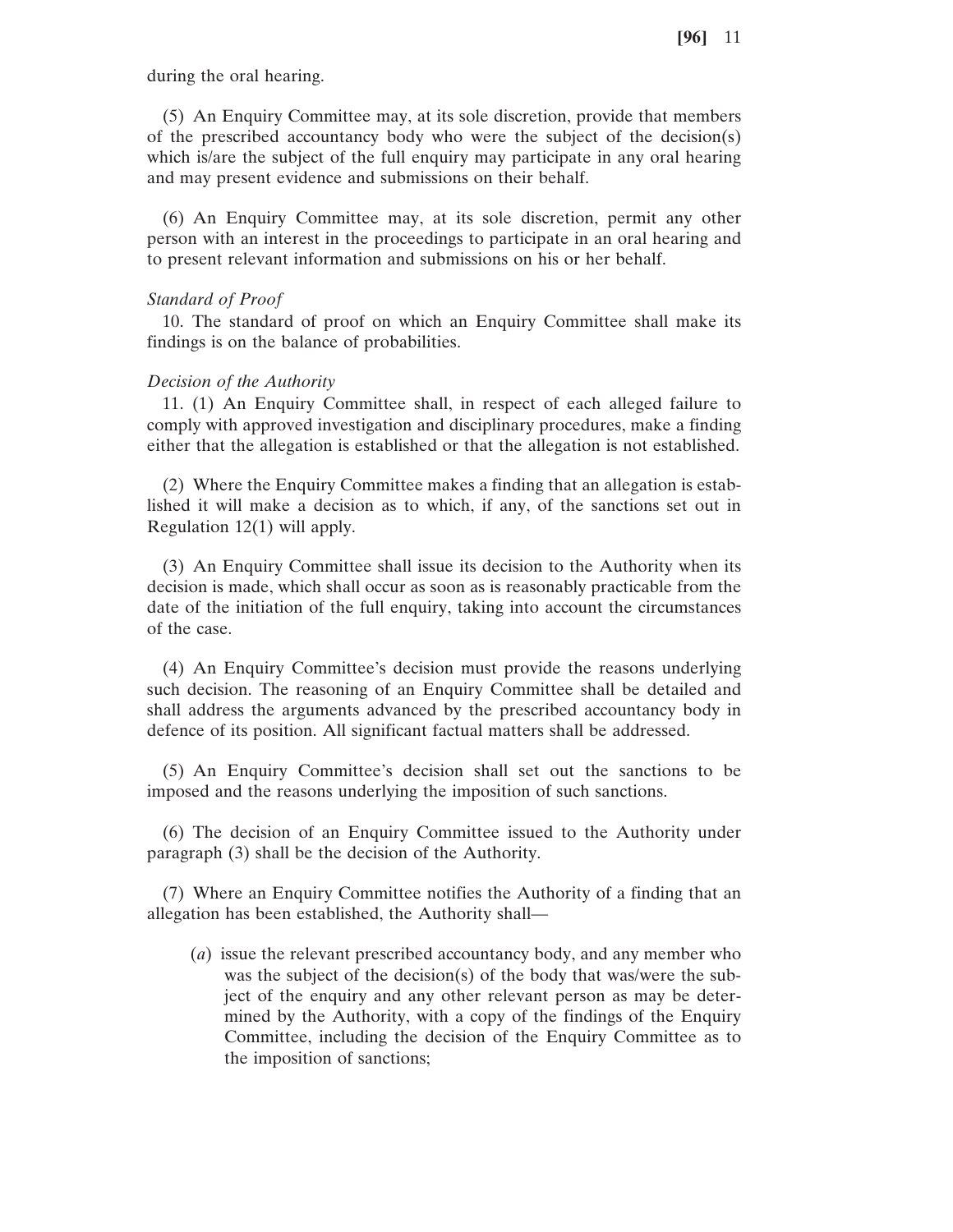during the oral hearing.

(5) An Enquiry Committee may, at its sole discretion, provide that members of the prescribed accountancy body who were the subject of the decision(s) which is/are the subject of the full enquiry may participate in any oral hearing and may present evidence and submissions on their behalf.

(6) An Enquiry Committee may, at its sole discretion, permit any other person with an interest in the proceedings to participate in an oral hearing and to present relevant information and submissions on his or her behalf.

*Standard of Proof*

10. The standard of proof on which an Enquiry Committee shall make its findings is on the balance of probabilities.

*Decision of the Authority*

11. (1) An Enquiry Committee shall, in respect of each alleged failure to comply with approved investigation and disciplinary procedures, make a finding either that the allegation is established or that the allegation is not established.

(2) Where the Enquiry Committee makes a finding that an allegation is established it will make a decision as to which, if any, of the sanctions set out in Regulation 12(1) will apply.

(3) An Enquiry Committee shall issue its decision to the Authority when its decision is made, which shall occur as soon as is reasonably practicable from the date of the initiation of the full enquiry, taking into account the circumstances of the case.

(4) An Enquiry Committee's decision must provide the reasons underlying such decision. The reasoning of an Enquiry Committee shall be detailed and shall address the arguments advanced by the prescribed accountancy body in defence of its position. All significant factual matters shall be addressed.

(5) An Enquiry Committee's decision shall set out the sanctions to be imposed and the reasons underlying the imposition of such sanctions.

(6) The decision of an Enquiry Committee issued to the Authority under paragraph (3) shall be the decision of the Authority.

(7) Where an Enquiry Committee notifies the Authority of a finding that an allegation has been established, the Authority shall—

(*a*) issue the relevant prescribed accountancy body, and any member who was the subject of the decision(s) of the body that was/were the subject of the enquiry and any other relevant person as may be determined by the Authority, with a copy of the findings of the Enquiry Committee, including the decision of the Enquiry Committee as to the imposition of sanctions;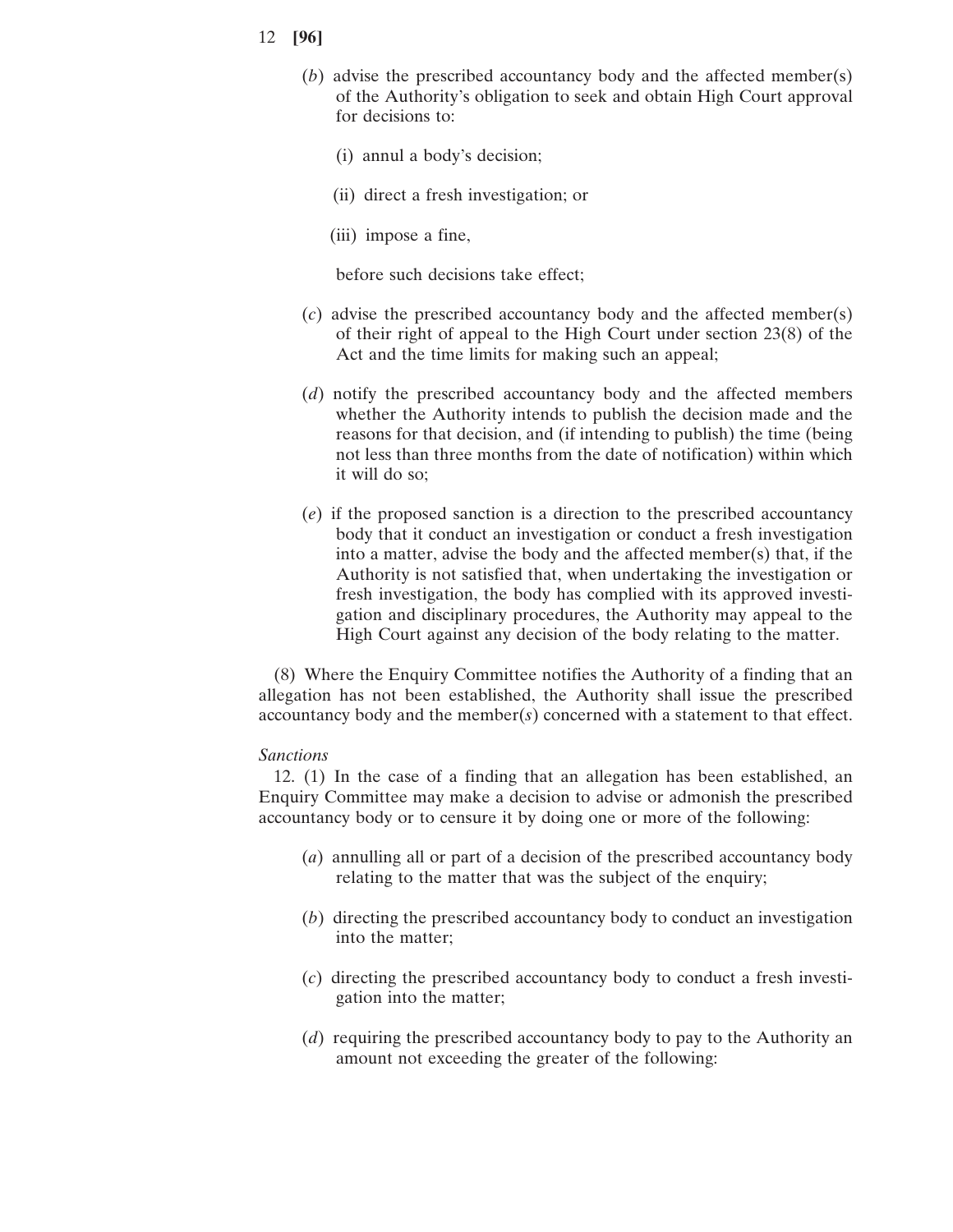(*b*) advise the prescribed accountancy body and the affected member(s) of the Authority's obligation to seek and obtain High Court approval for decisions to:

(i) annul a body's decision;

(ii) direct a fresh investigation; or

(iii) impose a fine,

before such decisions take effect;

(*c*) advise the prescribed accountancy body and the affected member(s) of their right of appeal to the High Court under section 23(8) of the Act and the time limits for making such an appeal;

(*d*) notify the prescribed accountancy body and the affected members whether the Authority intends to publish the decision made and the reasons for that decision, and (if intending to publish) the time (being not less than three months from the date of notification) within which it will do so;

(*e*) if the proposed sanction is a direction to the prescribed accountancy body that it conduct an investigation or conduct a fresh investigation into a matter, advise the body and the affected member(s) that, if the Authority is not satisfied that, when undertaking the investigation or fresh investigation, the body has complied with its approved investigation and disciplinary procedures, the Authority may appeal to the High Court against any decision of the body relating to the matter.

(8) Where the Enquiry Committee notifies the Authority of a finding that an allegation has not been established, the Authority shall issue the prescribed accountancy body and the member(*s*) concerned with a statement to that effect.

*Sanctions*

12. (1) In the case of a finding that an allegation has been established, an Enquiry Committee may make a decision to advise or admonish the prescribed accountancy body or to censure it by doing one or more of the following:

(*a*) annulling all or part of a decision of the prescribed accountancy body relating to the matter that was the subject of the enquiry;

(*b*) directing the prescribed accountancy body to conduct an investigation into the matter;

(*c*) directing the prescribed accountancy body to conduct a fresh investigation into the matter;

(*d*) requiring the prescribed accountancy body to pay to the Authority an amount not exceeding the greater of the following: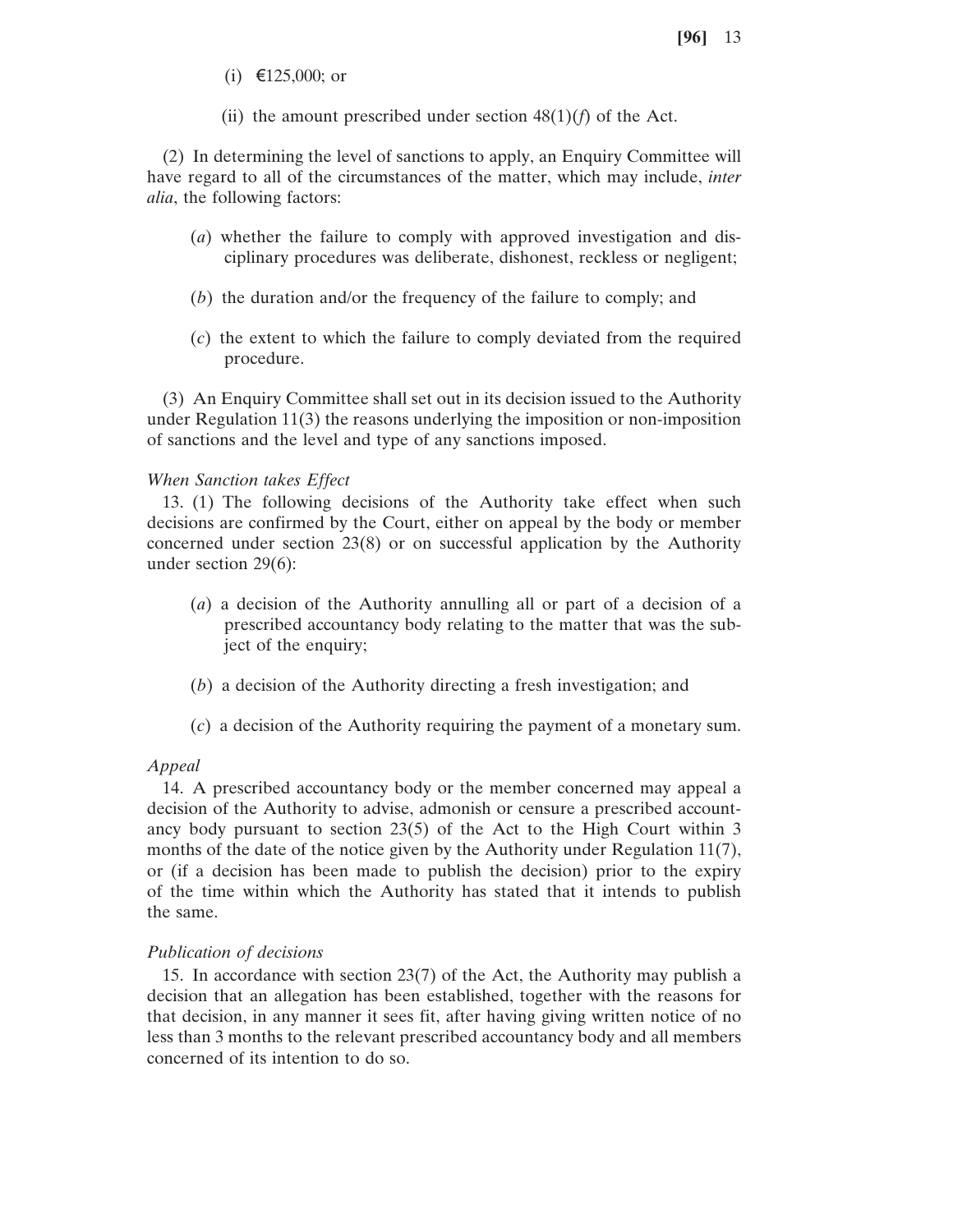(i) €125,000; or

(ii) the amount prescribed under section 48(1)(*f*) of the Act.

(2) In determining the level of sanctions to apply, an Enquiry Committee will have regard to all of the circumstances of the matter, which may include, *inter alia*, the following factors:

(*a*) whether the failure to comply with approved investigation and disciplinary procedures was deliberate, dishonest, reckless or negligent;

(*b*) the duration and/or the frequency of the failure to comply; and

(*c*) the extent to which the failure to comply deviated from the required procedure.

(3) An Enquiry Committee shall set out in its decision issued to the Authority under Regulation 11(3) the reasons underlying the imposition or non-imposition of sanctions and the level and type of any sanctions imposed.

*When Sanction takes Effect*

13. (1) The following decisions of the Authority take effect when such decisions are confirmed by the Court, either on appeal by the body or member concerned under section 23(8) or on successful application by the Authority under section 29(6):

(*a*) a decision of the Authority annulling all or part of a decision of a prescribed accountancy body relating to the matter that was the subject of the enquiry;

(*b*) a decision of the Authority directing a fresh investigation; and

(*c*) a decision of the Authority requiring the payment of a monetary sum.

*Appeal*

14. A prescribed accountancy body or the member concerned may appeal a decision of the Authority to advise, admonish or censure a prescribed accountancy body pursuant to section 23(5) of the Act to the High Court within 3 months of the date of the notice given by the Authority under Regulation 11(7), or (if a decision has been made to publish the decision) prior to the expiry of the time within which the Authority has stated that it intends to publish the same.

*Publication of decisions*

15. In accordance with section 23(7) of the Act, the Authority may publish a decision that an allegation has been established, together with the reasons for that decision, in any manner it sees fit, after having giving written notice of no less than 3 months to the relevant prescribed accountancy body and all members concerned of its intention to do so.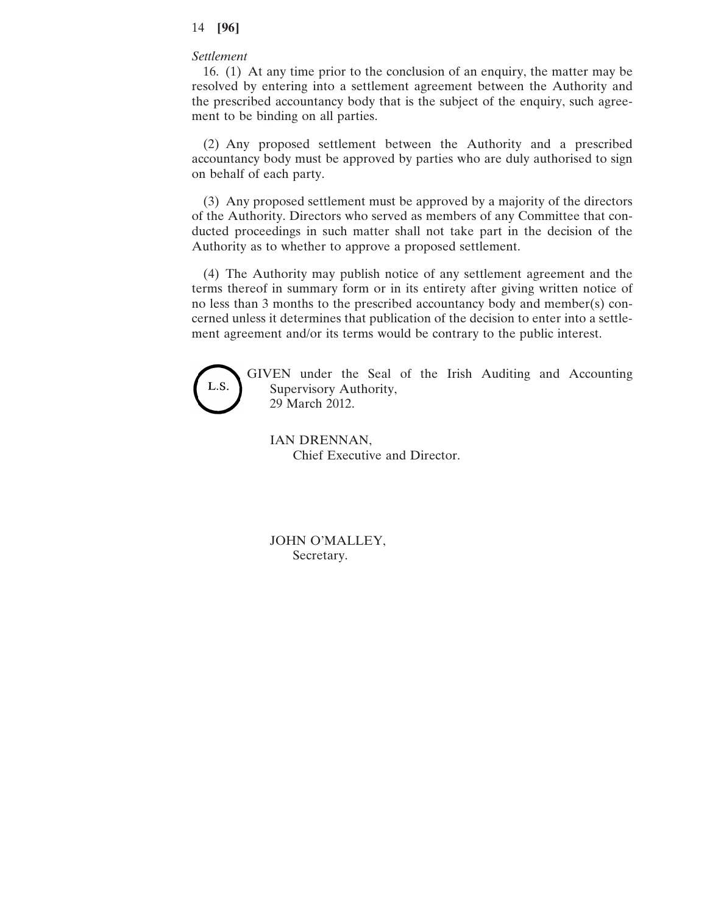*Settlement*

16. (1) At any time prior to the conclusion of an enquiry, the matter may be resolved by entering into a settlement agreement between the Authority and the prescribed accountancy body that is the subject of the enquiry, such agreement to be binding on all parties.

(2) Any proposed settlement between the Authority and a prescribed accountancy body must be approved by parties who are duly authorised to sign on behalf of each party.

(3) Any proposed settlement must be approved by a majority of the directors of the Authority. Directors who served as members of any Committee that conducted proceedings in such matter shall not take part in the decision of the Authority as to whether to approve a proposed settlement.

(4) The Authority may publish notice of any settlement agreement and the terms thereof in summary form or in its entirety after giving written notice of no less than 3 months to the prescribed accountancy body and member(s) concerned unless it determines that publication of the decision to enter into a settlement agreement and/or its terms would be contrary to the public interest.

L.S.

GIVEN under the Seal of the Irish Auditing and Accounting Supervisory Authority,
29 March 2012.

IAN DRENNAN,
Chief Executive and Director.

JOHN O'MALLEY,
Secretary.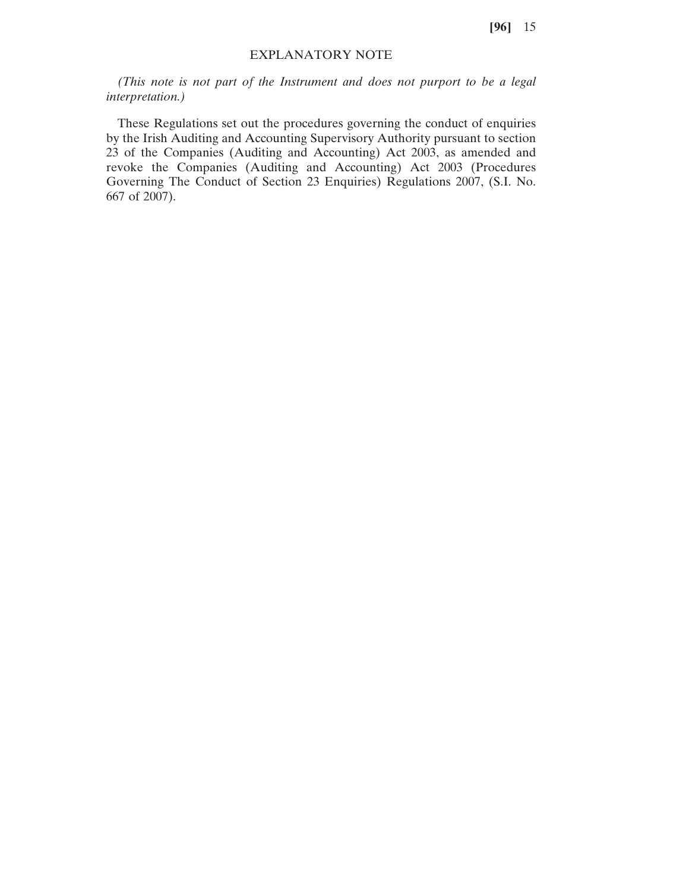## EXPLANATORY NOTE

*(This note is not part of the Instrument and does not purport to be a legal interpretation.)*

These Regulations set out the procedures governing the conduct of enquiries by the Irish Auditing and Accounting Supervisory Authority pursuant to section 23 of the Companies (Auditing and Accounting) Act 2003, as amended and revoke the Companies (Auditing and Accounting) Act 2003 (Procedures Governing The Conduct of Section 23 Enquiries) Regulations 2007, (S.I. No. 667 of 2007).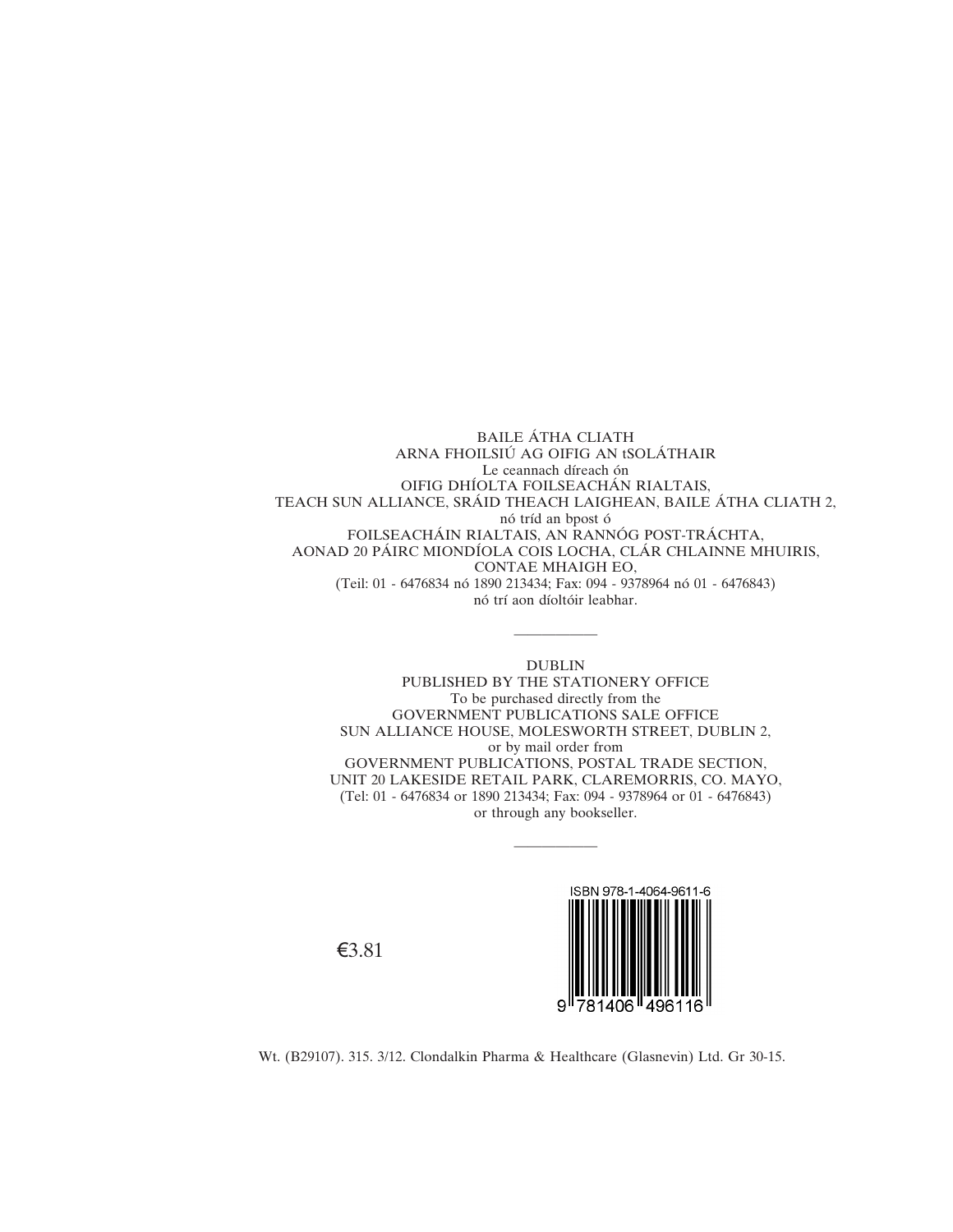BAILE ÁTHA CLIATH
ARNA FHOILSIÚ AG OIFIG AN tSOLÁTHAIR
Le ceannach díreach ón
OIFIG DHÍOLTA FOILSEACHÁN RIALTAIS,
TEACH SUN ALLIANCE, SRÁID THEACH LAIGHEAN, BAILE ÁTHA CLIATH 2,
nó tríd an bpost ó
FOILSEACHÁIN RIALTAIS, AN RANNÓG POST-TRÁCHTA,
AONAD 20 PÁIRC MIONDÍOLA COIS LOCHA, CLÁR CHLAINNE MHUIRIS,
CONTAE MHAIGH EO,
(Teil: 01 - 6476834 nó 1890 213434; Fax: 094 - 9378964 nó 01 - 6476843)
nó trí aon díoltóir leabhar.

---

DUBLIN
PUBLISHED BY THE STATIONERY OFFICE
To be purchased directly from the
GOVERNMENT PUBLICATIONS SALE OFFICE
SUN ALLIANCE HOUSE, MOLESWORTH STREET, DUBLIN 2,
or by mail order from
GOVERNMENT PUBLICATIONS, POSTAL TRADE SECTION,
UNIT 20 LAKESIDE RETAIL PARK, CLAREMORRIS, CO. MAYO,
(Tel: 01 - 6476834 or 1890 213434; Fax: 094 - 9378964 or 01 - 6476843)
or through any bookseller.

---

ISBN 978-1-4064-9611-6

€3.81

9 781406 496116

Wt. (B29107). 315. 3/12. Clondalkin Pharma & Healthcare (Glasnevin) Ltd. Gr 30-15.